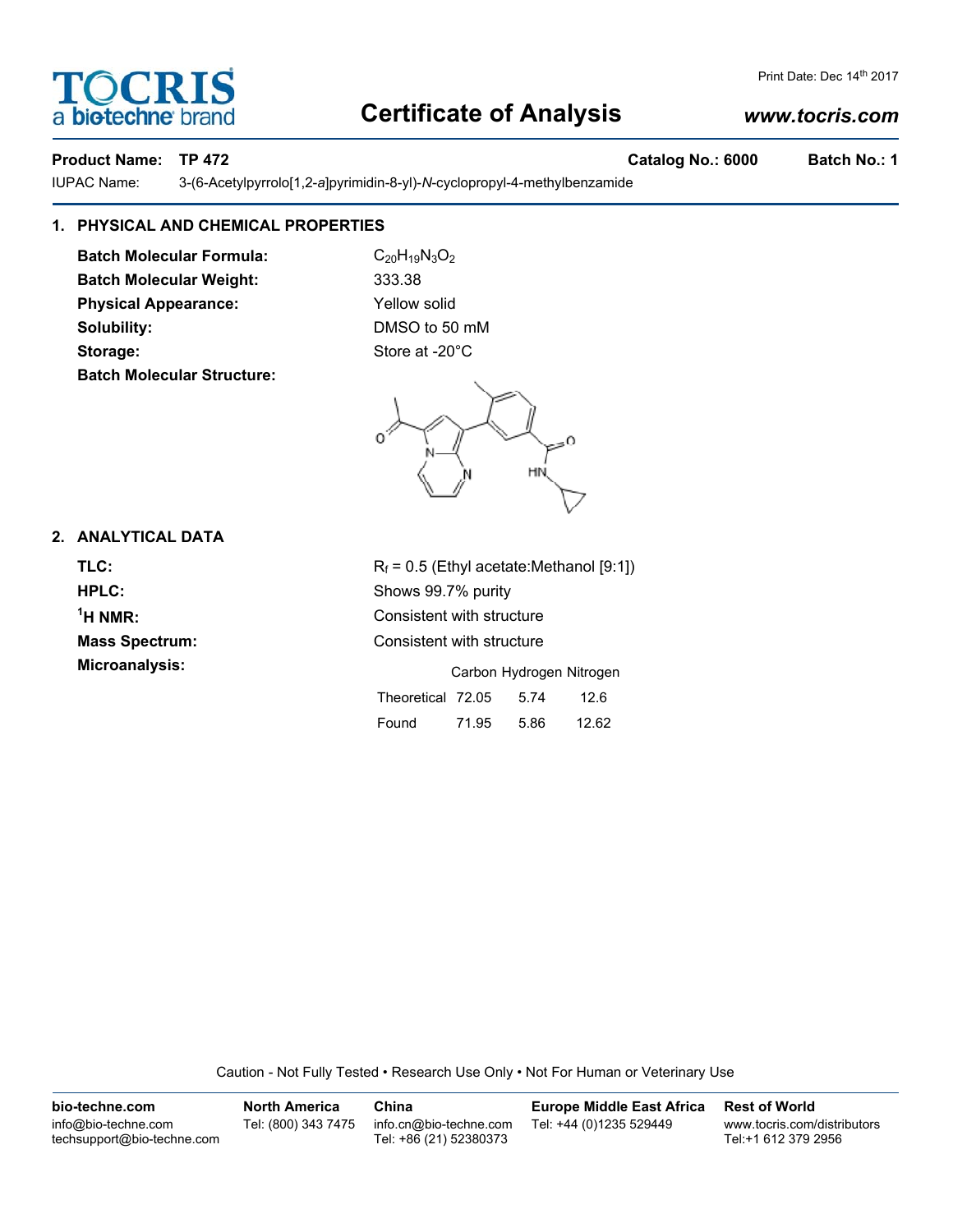# Certificate of Analysis

Print Date: Dec 14th 2017

www.tocris.com

**Product Name: TP 472** **Catalog No.: 6000** **Batch No.: 1**

IUPAC Name: 3-(6-Acetylpyrrolo[1,2-*a*]pyrimidin-8-yl)-*N*-cyclopropyl-4-methylbenzamide

## 1. PHYSICAL AND CHEMICAL PROPERTIES

**Batch Molecular Formula:** $C_{20}H_{19}N_3O_2$

**Batch Molecular Weight:** 333.38

**Physical Appearance:** Yellow solid

**Solubility:** DMSO to 50 mM

**Storage:** Store at -20°C

**Batch Molecular Structure:**

## 2. ANALYTICAL DATA

**TLC:** $R_f$ = 0.5 (Ethyl acetate:Methanol [9:1])

**HPLC:** Shows 99.7% purity

**$^1$H NMR:** Consistent with structure

**Mass Spectrum:** Consistent with structure

**Microanalysis:**

| | Carbon | Hydrogen | Nitrogen |
|---|---|---|---|
| Theoretical | 72.05 | 5.74 | 12.6 |
| Found | 71.95 | 5.86 | 12.62 |

Caution - Not Fully Tested • Research Use Only • Not For Human or Veterinary Use

| bio-techne.com | North America | China | Europe Middle East Africa | Rest of World |
|---|---|---|---|---|
| info@bio-techne.com<br>techsupport@bio-techne.com | Tel: (800) 343 7475 | info.cn@bio-techne.com<br>Tel: +86 (21) 52380373 | Tel: +44 (0)1235 529449 | www.tocris.com/distributors<br>Tel:+1 612 379 2956 |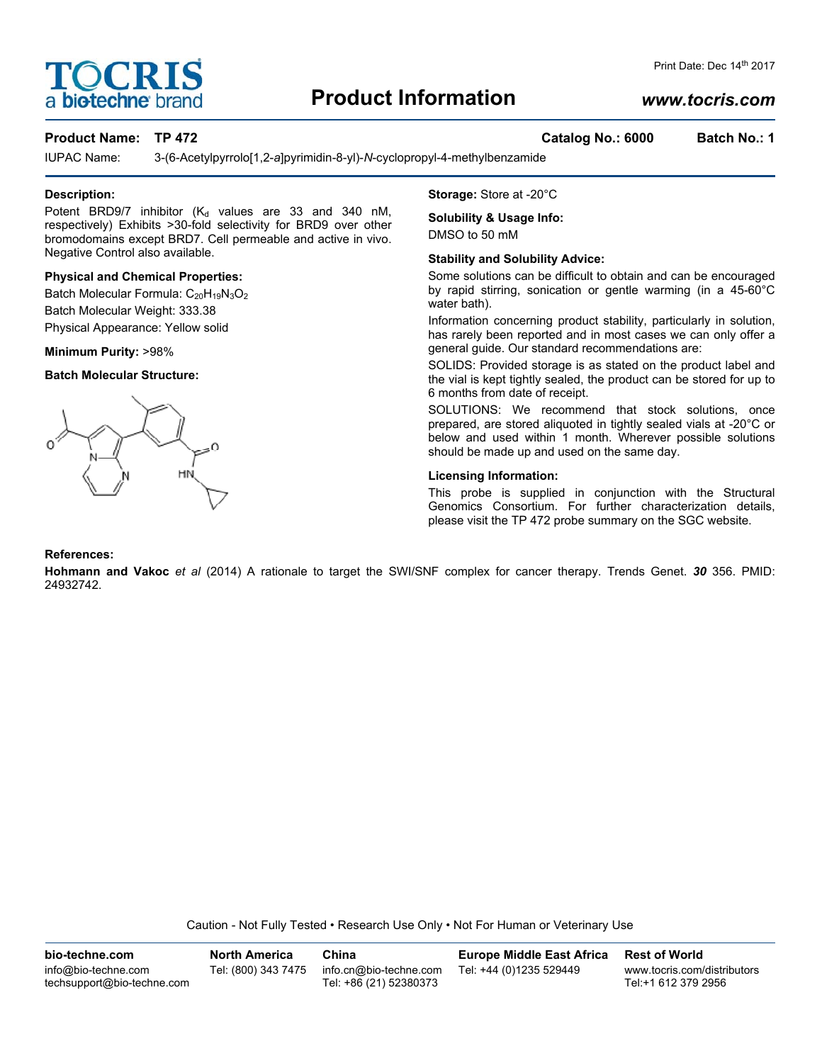# Product Information

**Product Name:** TP 472 **Catalog No.:** 6000 **Batch No.:** 1

IUPAC Name: 3-(6-Acetylpyrrolo[1,2-*a*]pyrimidin-8-yl)-*N*-cyclopropyl-4-methylbenzamide

### Description:

Potent BRD9/7 inhibitor ($K_d$ values are 33 and 340 nM, respectively) Exhibits >30-fold selectivity for BRD9 over other bromodomains except BRD7. Cell permeable and active in vivo. Negative Control also available.

### Physical and Chemical Properties:

Batch Molecular Formula: $C_{20}H_{19}N_3O_2$

Batch Molecular Weight: 333.38

Physical Appearance: Yellow solid

**Minimum Purity:** >98%

### Batch Molecular Structure:

**Storage:** Store at -20°C

### Solubility & Usage Info:

DMSO to 50 mM

### Stability and Solubility Advice:

Some solutions can be difficult to obtain and can be encouraged by rapid stirring, sonication or gentle warming (in a 45-60°C water bath).

Information concerning product stability, particularly in solution, has rarely been reported and in most cases we can only offer a general guide. Our standard recommendations are:

SOLIDS: Provided storage is as stated on the product label and the vial is kept tightly sealed, the product can be stored for up to 6 months from date of receipt.

SOLUTIONS: We recommend that stock solutions, once prepared, are stored aliquoted in tightly sealed vials at -20°C or below and used within 1 month. Wherever possible solutions should be made up and used on the same day.

### Licensing Information:

This probe is supplied in conjunction with the Structural Genomics Consortium. For further characterization details, please visit the TP 472 probe summary on the SGC website.

### References:

**Hohmann and Vakoc** *et al* (2014) A rationale to target the SWI/SNF complex for cancer therapy. Trends Genet. ***30*** 356. PMID: 24932742.

Caution - Not Fully Tested • Research Use Only • Not For Human or Veterinary Use

**bio-techne.com**
info@bio-techne.com
techsupport@bio-techne.com

**North America**
Tel: (800) 343 7475

**China**
info.cn@bio-techne.com
Tel: +86 (21) 52380373

**Europe Middle East Africa**
Tel: +44 (0)1235 529449

**Rest of World**
www.tocris.com/distributors
Tel:+1 612 379 2956